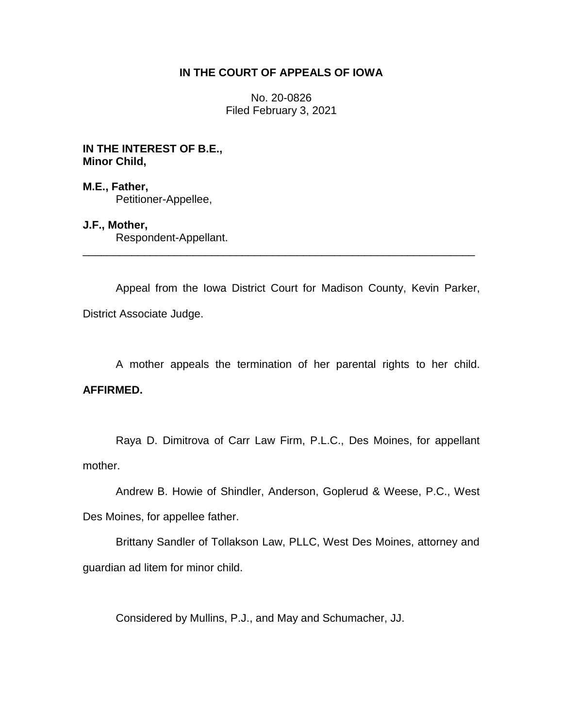**IN THE COURT OF APPEALS OF IOWA**

No. 20-0826
Filed February 3, 2021

**IN THE INTEREST OF B.E.,**
**Minor Child,**

**M.E., Father,**
Petitioner-Appellee,

**J.F., Mother,**
Respondent-Appellant.

---

Appeal from the Iowa District Court for Madison County, Kevin Parker, District Associate Judge.

A mother appeals the termination of her parental rights to her child. **AFFIRMED.**

Raya D. Dimitrova of Carr Law Firm, P.L.C., Des Moines, for appellant mother.

Andrew B. Howie of Shindler, Anderson, Goplerud & Weese, P.C., West Des Moines, for appellee father.

Brittany Sandler of Tollakson Law, PLLC, West Des Moines, attorney and guardian ad litem for minor child.

Considered by Mullins, P.J., and May and Schumacher, JJ.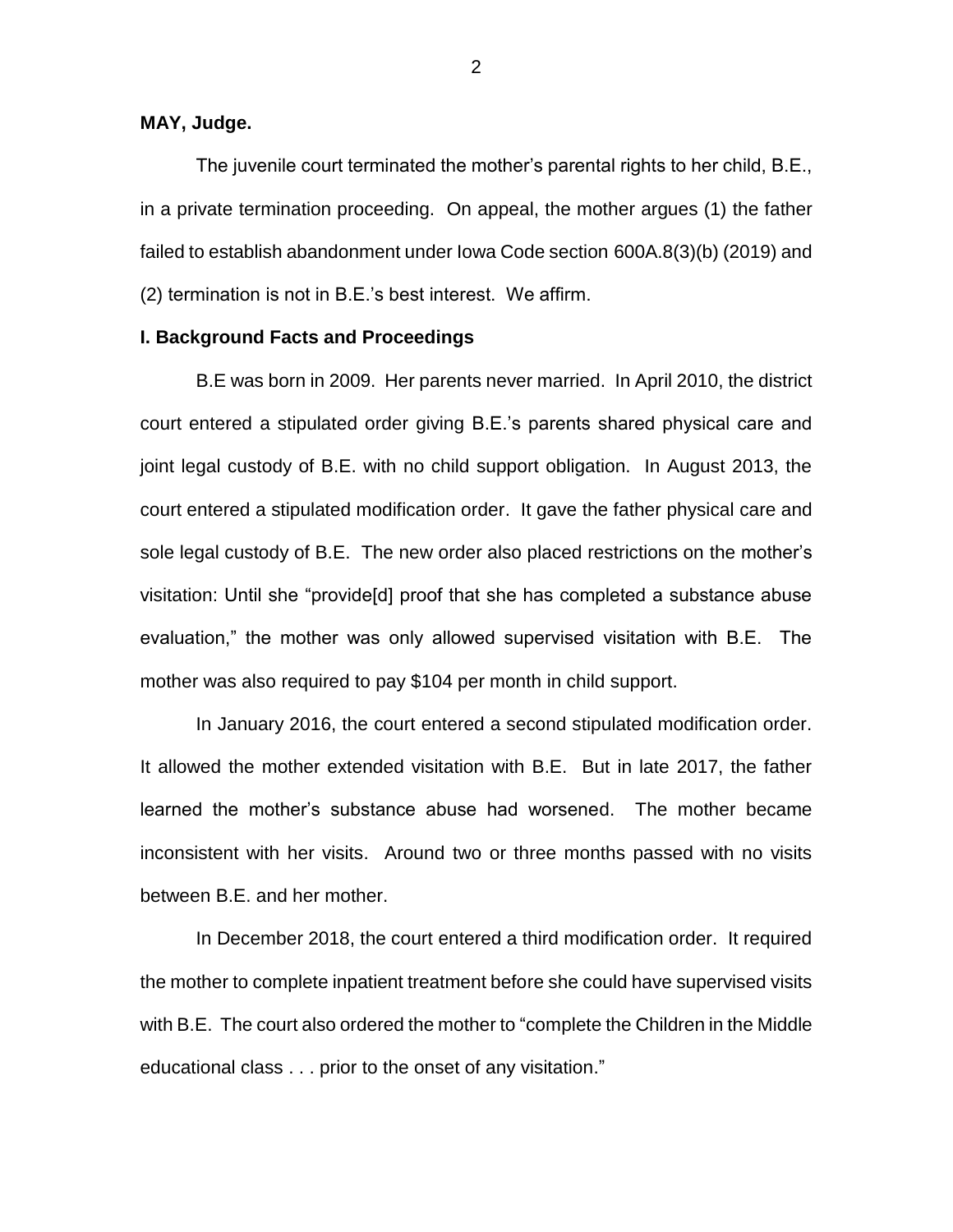**MAY, Judge.**

The juvenile court terminated the mother's parental rights to her child, B.E., in a private termination proceeding. On appeal, the mother argues (1) the father failed to establish abandonment under Iowa Code section 600A.8(3)(b) (2019) and (2) termination is not in B.E.'s best interest. We affirm.

## I. Background Facts and Proceedings

B.E was born in 2009. Her parents never married. In April 2010, the district court entered a stipulated order giving B.E.'s parents shared physical care and joint legal custody of B.E. with no child support obligation. In August 2013, the court entered a stipulated modification order. It gave the father physical care and sole legal custody of B.E. The new order also placed restrictions on the mother's visitation: Until she "provide[d] proof that she has completed a substance abuse evaluation," the mother was only allowed supervised visitation with B.E. The mother was also required to pay $104 per month in child support.

In January 2016, the court entered a second stipulated modification order. It allowed the mother extended visitation with B.E. But in late 2017, the father learned the mother's substance abuse had worsened. The mother became inconsistent with her visits. Around two or three months passed with no visits between B.E. and her mother.

In December 2018, the court entered a third modification order. It required the mother to complete inpatient treatment before she could have supervised visits with B.E. The court also ordered the mother to "complete the Children in the Middle educational class . . . prior to the onset of any visitation."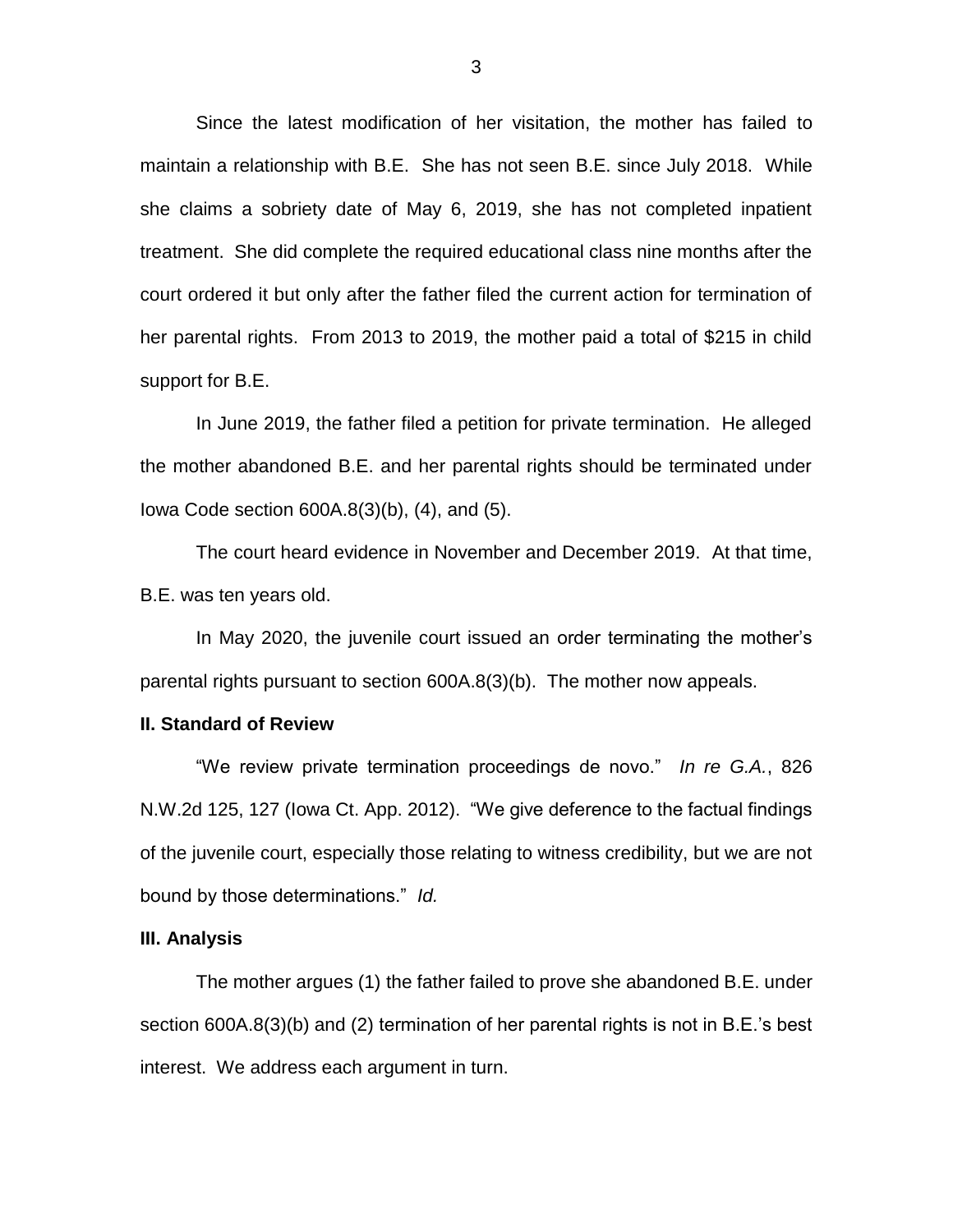Since the latest modification of her visitation, the mother has failed to maintain a relationship with B.E. She has not seen B.E. since July 2018. While she claims a sobriety date of May 6, 2019, she has not completed inpatient treatment. She did complete the required educational class nine months after the court ordered it but only after the father filed the current action for termination of her parental rights. From 2013 to 2019, the mother paid a total of $215 in child support for B.E.

In June 2019, the father filed a petition for private termination. He alleged the mother abandoned B.E. and her parental rights should be terminated under Iowa Code section 600A.8(3)(b), (4), and (5).

The court heard evidence in November and December 2019. At that time, B.E. was ten years old.

In May 2020, the juvenile court issued an order terminating the mother's parental rights pursuant to section 600A.8(3)(b). The mother now appeals.

## II. Standard of Review

"We review private termination proceedings de novo." *In re G.A.*, 826 N.W.2d 125, 127 (Iowa Ct. App. 2012). "We give deference to the factual findings of the juvenile court, especially those relating to witness credibility, but we are not bound by those determinations." *Id.*

## III. Analysis

The mother argues (1) the father failed to prove she abandoned B.E. under section 600A.8(3)(b) and (2) termination of her parental rights is not in B.E.'s best interest. We address each argument in turn.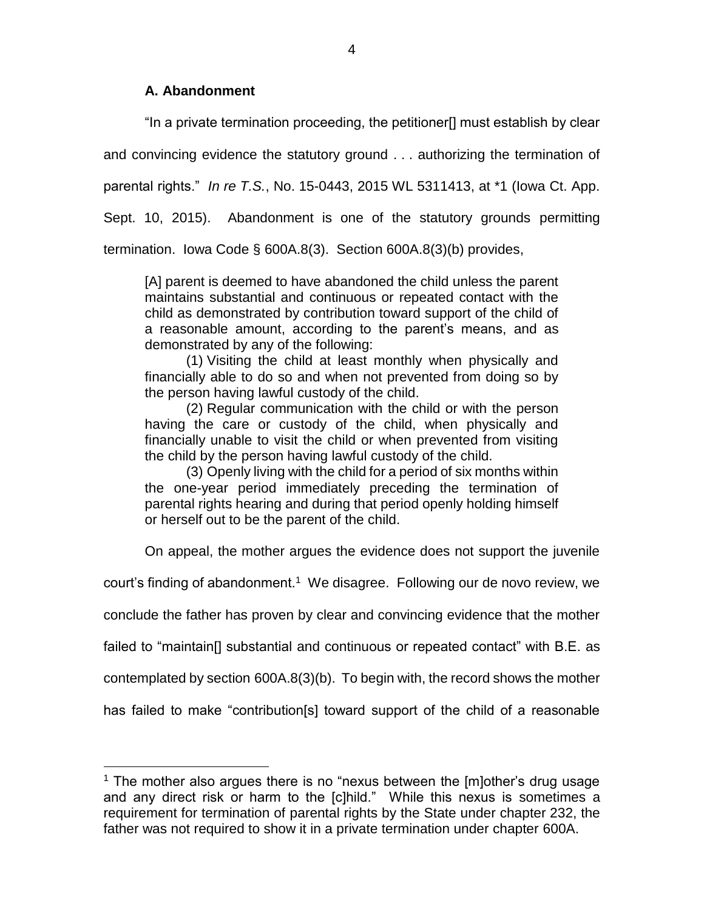### A. Abandonment

"In a private termination proceeding, the petitioner[] must establish by clear and convincing evidence the statutory ground . . . authorizing the termination of parental rights." *In re T.S.*, No. 15-0443, 2015 WL 5311413, at *1 (Iowa Ct. App. Sept. 10, 2015). Abandonment is one of the statutory grounds permitting termination. Iowa Code § 600A.8(3). Section 600A.8(3)(b) provides,

> [A] parent is deemed to have abandoned the child unless the parent maintains substantial and continuous or repeated contact with the child as demonstrated by contribution toward support of the child of a reasonable amount, according to the parent's means, and as demonstrated by any of the following:
>
> (1) Visiting the child at least monthly when physically and financially able to do so and when not prevented from doing so by the person having lawful custody of the child.
>
> (2) Regular communication with the child or with the person having the care or custody of the child, when physically and financially unable to visit the child or when prevented from visiting the child by the person having lawful custody of the child.
>
> (3) Openly living with the child for a period of six months within the one-year period immediately preceding the termination of parental rights hearing and during that period openly holding himself or herself out to be the parent of the child.

On appeal, the mother argues the evidence does not support the juvenile court's finding of abandonment.[1] We disagree. Following our de novo review, we conclude the father has proven by clear and convincing evidence that the mother failed to "maintain[] substantial and continuous or repeated contact" with B.E. as contemplated by section 600A.8(3)(b). To begin with, the record shows the mother has failed to make "contribution[s] toward support of the child of a reasonable

[1] The mother also argues there is no "nexus between the [m]other's drug usage and any direct risk or harm to the [c]hild." While this nexus is sometimes a requirement for termination of parental rights by the State under chapter 232, the father was not required to show it in a private termination under chapter 600A.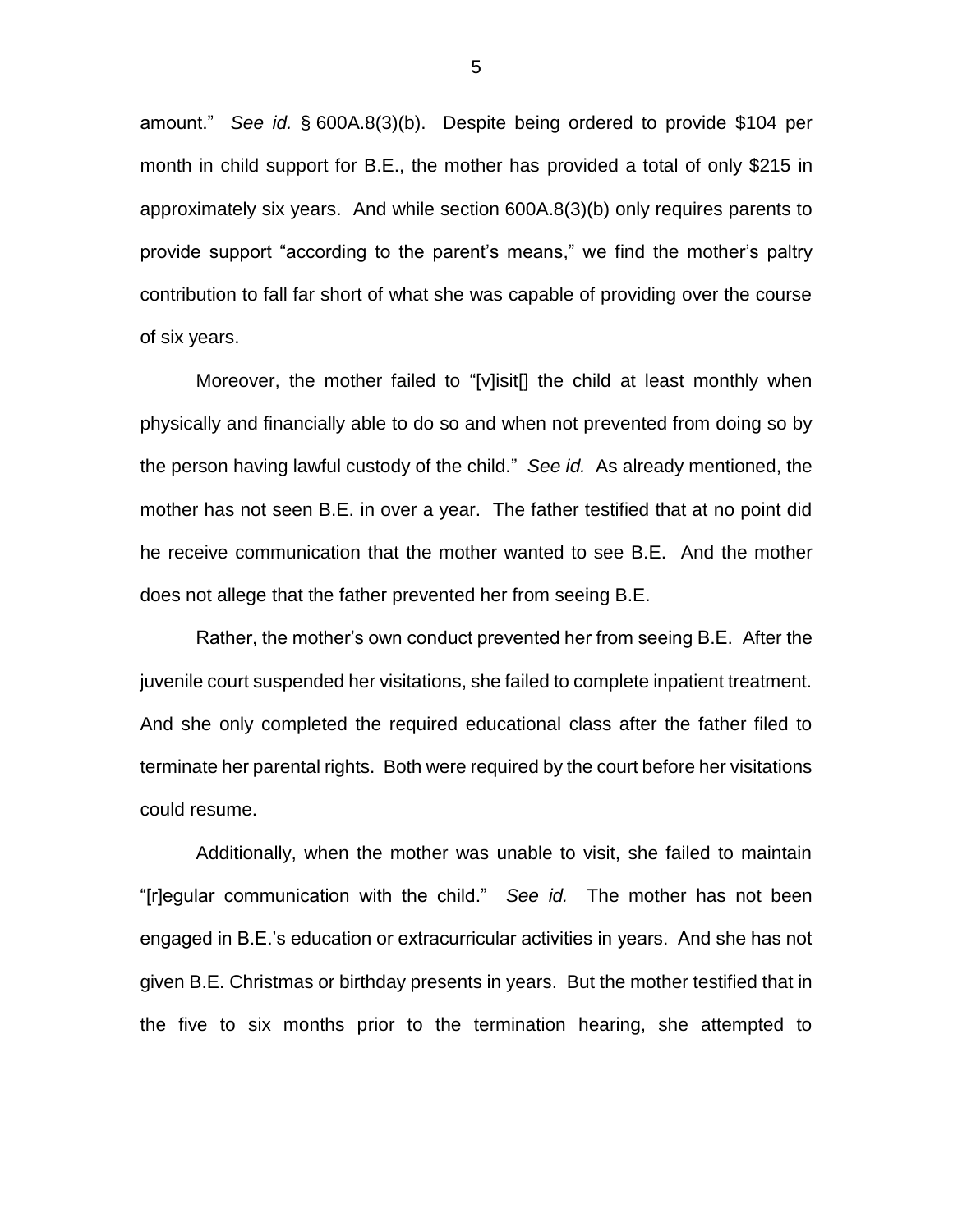amount." *See id.* § 600A.8(3)(b). Despite being ordered to provide $104 per month in child support for B.E., the mother has provided a total of only $215 in approximately six years. And while section 600A.8(3)(b) only requires parents to provide support "according to the parent's means," we find the mother's paltry contribution to fall far short of what she was capable of providing over the course of six years.

Moreover, the mother failed to "[v]isit[] the child at least monthly when physically and financially able to do so and when not prevented from doing so by the person having lawful custody of the child." *See id.* As already mentioned, the mother has not seen B.E. in over a year. The father testified that at no point did he receive communication that the mother wanted to see B.E. And the mother does not allege that the father prevented her from seeing B.E.

Rather, the mother's own conduct prevented her from seeing B.E. After the juvenile court suspended her visitations, she failed to complete inpatient treatment. And she only completed the required educational class after the father filed to terminate her parental rights. Both were required by the court before her visitations could resume.

Additionally, when the mother was unable to visit, she failed to maintain "[r]egular communication with the child." *See id.* The mother has not been engaged in B.E.'s education or extracurricular activities in years. And she has not given B.E. Christmas or birthday presents in years. But the mother testified that in the five to six months prior to the termination hearing, she attempted to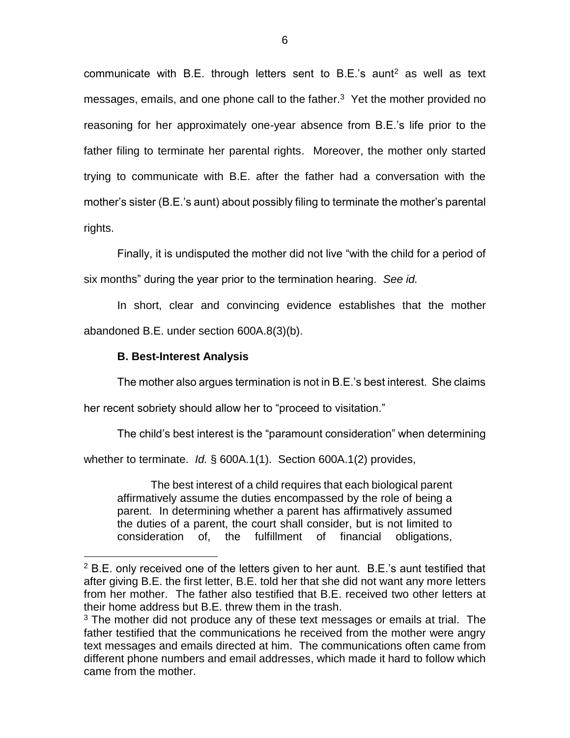communicate with B.E. through letters sent to B.E.'s aunt[2] as well as text messages, emails, and one phone call to the father.[3] Yet the mother provided no reasoning for her approximately one-year absence from B.E.'s life prior to the father filing to terminate her parental rights. Moreover, the mother only started trying to communicate with B.E. after the father had a conversation with the mother's sister (B.E.'s aunt) about possibly filing to terminate the mother's parental rights.

Finally, it is undisputed the mother did not live "with the child for a period of six months" during the year prior to the termination hearing. *See id.*

In short, clear and convincing evidence establishes that the mother abandoned B.E. under section 600A.8(3)(b).

### B. Best-Interest Analysis

The mother also argues termination is not in B.E.'s best interest. She claims her recent sobriety should allow her to "proceed to visitation."

The child's best interest is the "paramount consideration" when determining whether to terminate. *Id.* § 600A.1(1). Section 600A.1(2) provides,

> The best interest of a child requires that each biological parent affirmatively assume the duties encompassed by the role of being a parent. In determining whether a parent has affirmatively assumed the duties of a parent, the court shall consider, but is not limited to consideration of, the fulfillment of financial obligations,

---

[2] B.E. only received one of the letters given to her aunt. B.E.'s aunt testified that after giving B.E. the first letter, B.E. told her that she did not want any more letters from her mother. The father also testified that B.E. received two other letters at their home address but B.E. threw them in the trash.

[3] The mother did not produce any of these text messages or emails at trial. The father testified that the communications he received from the mother were angry text messages and emails directed at him. The communications often came from different phone numbers and email addresses, which made it hard to follow which came from the mother.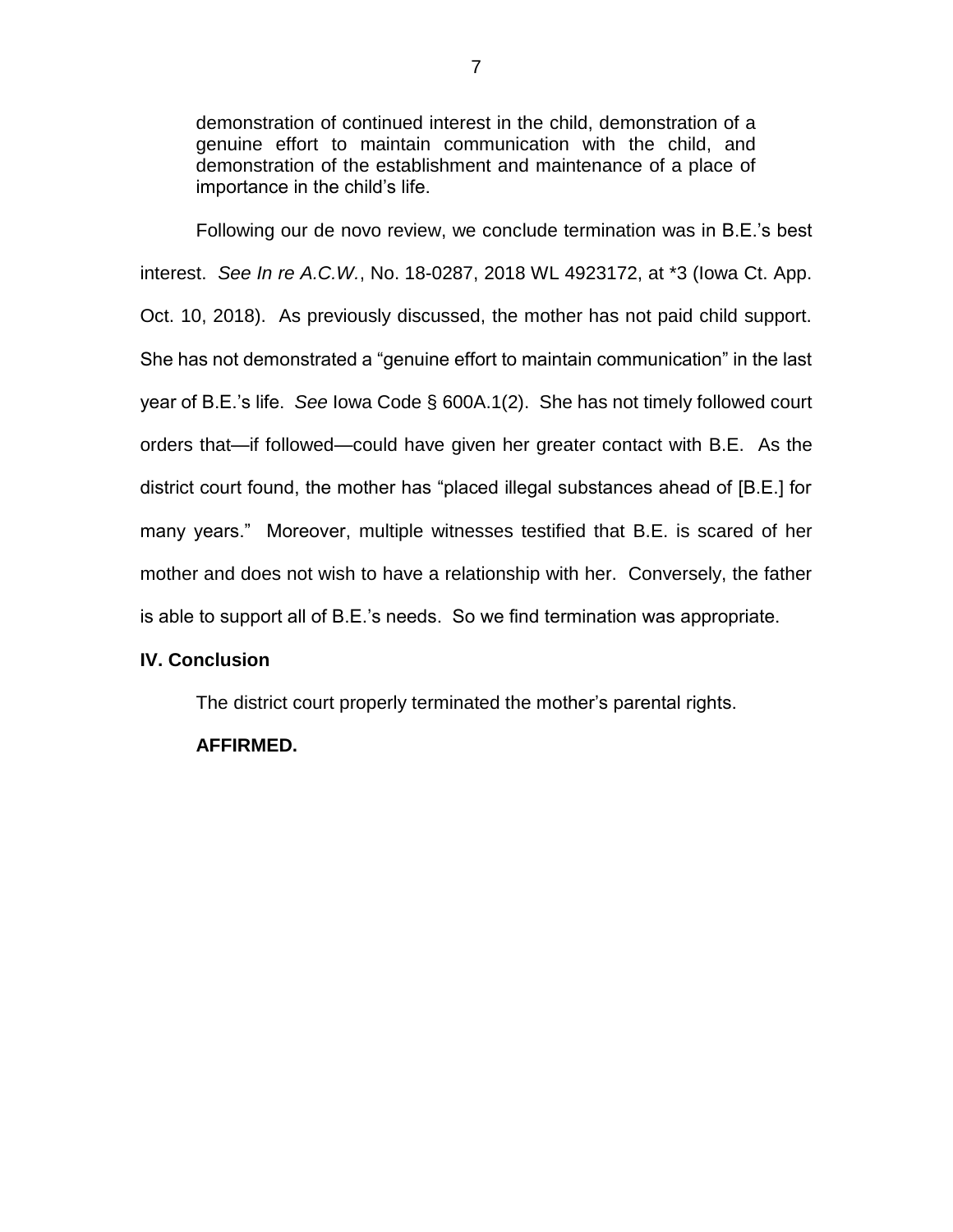> demonstration of continued interest in the child, demonstration of a genuine effort to maintain communication with the child, and demonstration of the establishment and maintenance of a place of importance in the child's life.

Following our de novo review, we conclude termination was in B.E.'s best interest. *See In re A.C.W.*, No. 18-0287, 2018 WL 4923172, at *3 (Iowa Ct. App. Oct. 10, 2018). As previously discussed, the mother has not paid child support. She has not demonstrated a "genuine effort to maintain communication" in the last year of B.E.'s life. *See* Iowa Code § 600A.1(2). She has not timely followed court orders that—if followed—could have given her greater contact with B.E. As the district court found, the mother has "placed illegal substances ahead of [B.E.] for many years." Moreover, multiple witnesses testified that B.E. is scared of her mother and does not wish to have a relationship with her. Conversely, the father is able to support all of B.E.'s needs. So we find termination was appropriate.

## IV. Conclusion

The district court properly terminated the mother's parental rights.

**AFFIRMED.**